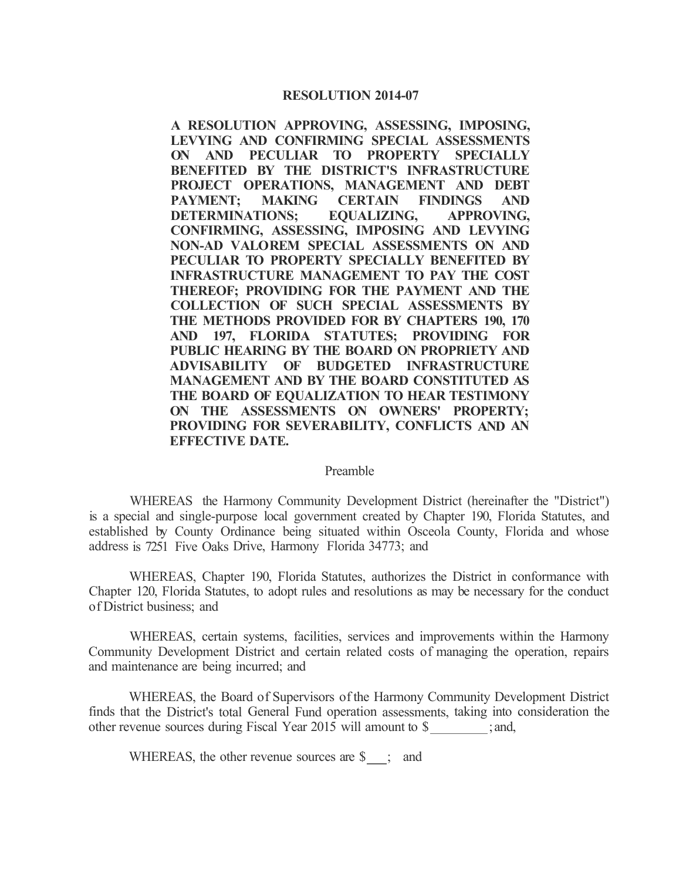# RESOLUTION 2014-07

**A RESOLUTION APPROVING, ASSESSING, IMPOSING, LEVYING AND CONFIRMING SPECIAL ASSESSMENTS ON AND PECULIAR TO PROPERTY SPECIALLY BENEFITED BY THE DISTRICT'S INFRASTRUCTURE PROJECT OPERATIONS, MANAGEMENT AND DEBT PAYMENT; MAKING CERTAIN FINDINGS AND DETERMINATIONS; EQUALIZING, APPROVING, CONFIRMING, ASSESSING, IMPOSING AND LEVYING NON-AD VALOREM SPECIAL ASSESSMENTS ON AND PECULIAR TO PROPERTY SPECIALLY BENEFITED BY INFRASTRUCTURE MANAGEMENT TO PAY THE COST THEREOF; PROVIDING FOR THE PAYMENT AND THE COLLECTION OF SUCH SPECIAL ASSESSMENTS BY THE METHODS PROVIDED FOR BY CHAPTERS 190, 170 AND 197, FLORIDA STATUTES; PROVIDING FOR PUBLIC HEARING BY THE BOARD ON PROPRIETY AND ADVISABILITY OF BUDGETED INFRASTRUCTURE MANAGEMENT AND BY THE BOARD CONSTITUTED AS THE BOARD OF EQUALIZATION TO HEAR TESTIMONY ON THE ASSESSMENTS ON OWNERS' PROPERTY; PROVIDING FOR SEVERABILITY, CONFLICTS AND AN EFFECTIVE DATE.**

## Preamble

WHEREAS the Harmony Community Development District (hereinafter the "District") is a special and single-purpose local government created by Chapter 190, Florida Statutes, and established by County Ordinance being situated within Osceola County, Florida and whose address is 7251 Five Oaks Drive, Harmony Florida 34773; and

WHEREAS, Chapter 190, Florida Statutes, authorizes the District in conformance with Chapter 120, Florida Statutes, to adopt rules and resolutions as may be necessary for the conduct of District business; and

WHEREAS, certain systems, facilities, services and improvements within the Harmony Community Development District and certain related costs of managing the operation, repairs and maintenance are being incurred; and

WHEREAS, the Board of Supervisors of the Harmony Community Development District finds that the District's total General Fund operation assessments, taking into consideration the other revenue sources during Fiscal Year 2015 will amount to $\_\_\_\_\_\_\_\_\_; and,

WHEREAS, the other revenue sources are $\_\_\_; and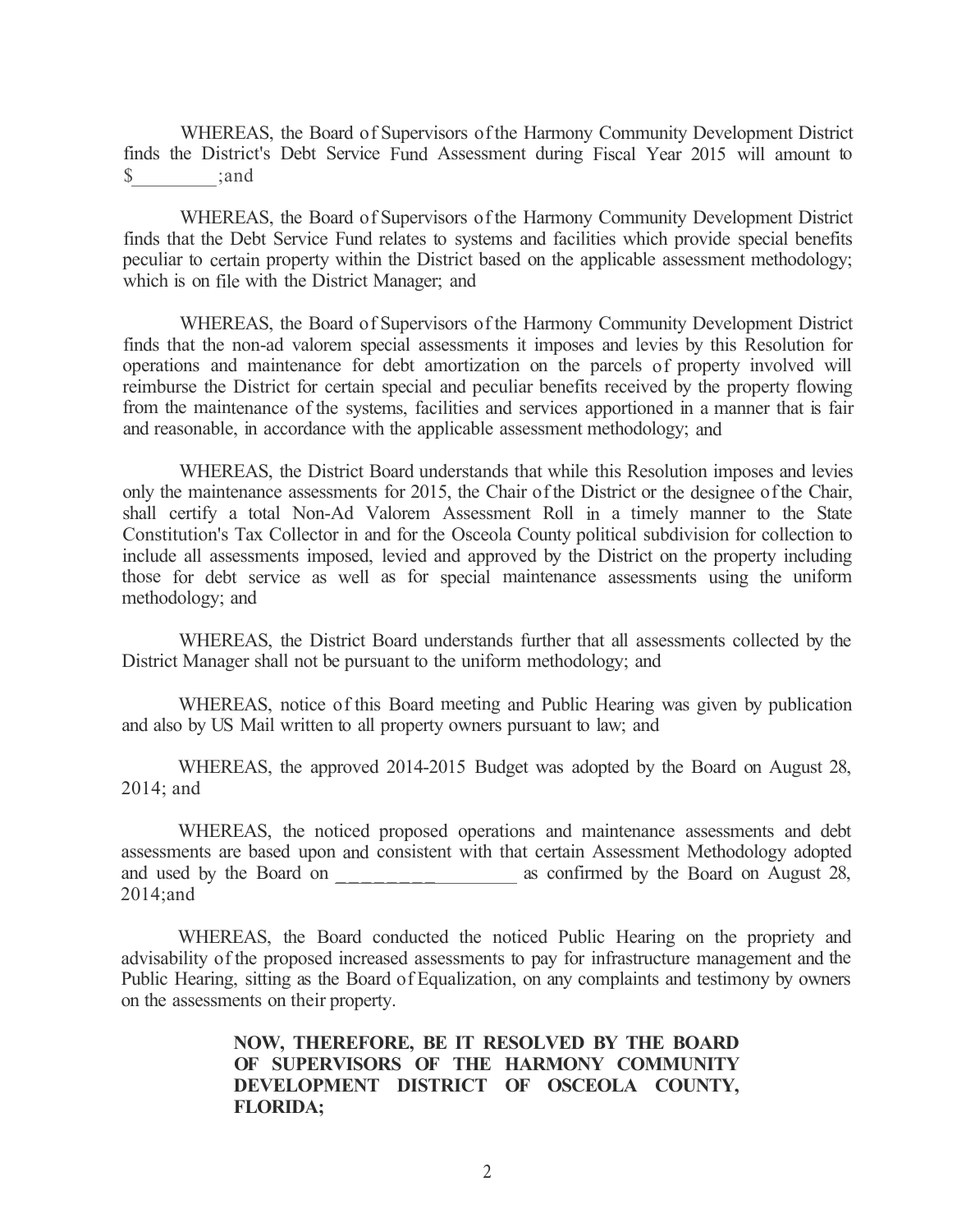WHEREAS, the Board of Supervisors of the Harmony Community Development District finds the District's Debt Service Fund Assessment during Fiscal Year 2015 will amount to $_________;and

WHEREAS, the Board of Supervisors of the Harmony Community Development District finds that the Debt Service Fund relates to systems and facilities which provide special benefits peculiar to certain property within the District based on the applicable assessment methodology; which is on file with the District Manager; and

WHEREAS, the Board of Supervisors of the Harmony Community Development District finds that the non-ad valorem special assessments it imposes and levies by this Resolution for operations and maintenance for debt amortization on the parcels of property involved will reimburse the District for certain special and peculiar benefits received by the property flowing from the maintenance of the systems, facilities and services apportioned in a manner that is fair and reasonable, in accordance with the applicable assessment methodology; and

WHEREAS, the District Board understands that while this Resolution imposes and levies only the maintenance assessments for 2015, the Chair of the District or the designee of the Chair, shall certify a total Non-Ad Valorem Assessment Roll in a timely manner to the State Constitution's Tax Collector in and for the Osceola County political subdivision for collection to include all assessments imposed, levied and approved by the District on the property including those for debt service as well as for special maintenance assessments using the uniform methodology; and

WHEREAS, the District Board understands further that all assessments collected by the District Manager shall not be pursuant to the uniform methodology; and

WHEREAS, notice of this Board meeting and Public Hearing was given by publication and also by US Mail written to all property owners pursuant to law; and

WHEREAS, the approved 2014-2015 Budget was adopted by the Board on August 28, 2014; and

WHEREAS, the noticed proposed operations and maintenance assessments and debt assessments are based upon and consistent with that certain Assessment Methodology adopted and used by the Board on __________________ as confirmed by the Board on August 28, 2014;and

WHEREAS, the Board conducted the noticed Public Hearing on the propriety and advisability of the proposed increased assessments to pay for infrastructure management and the Public Hearing, sitting as the Board of Equalization, on any complaints and testimony by owners on the assessments on their property.

**NOW, THEREFORE, BE IT RESOLVED BY THE BOARD OF SUPERVISORS OF THE HARMONY COMMUNITY DEVELOPMENT DISTRICT OF OSCEOLA COUNTY, FLORIDA;**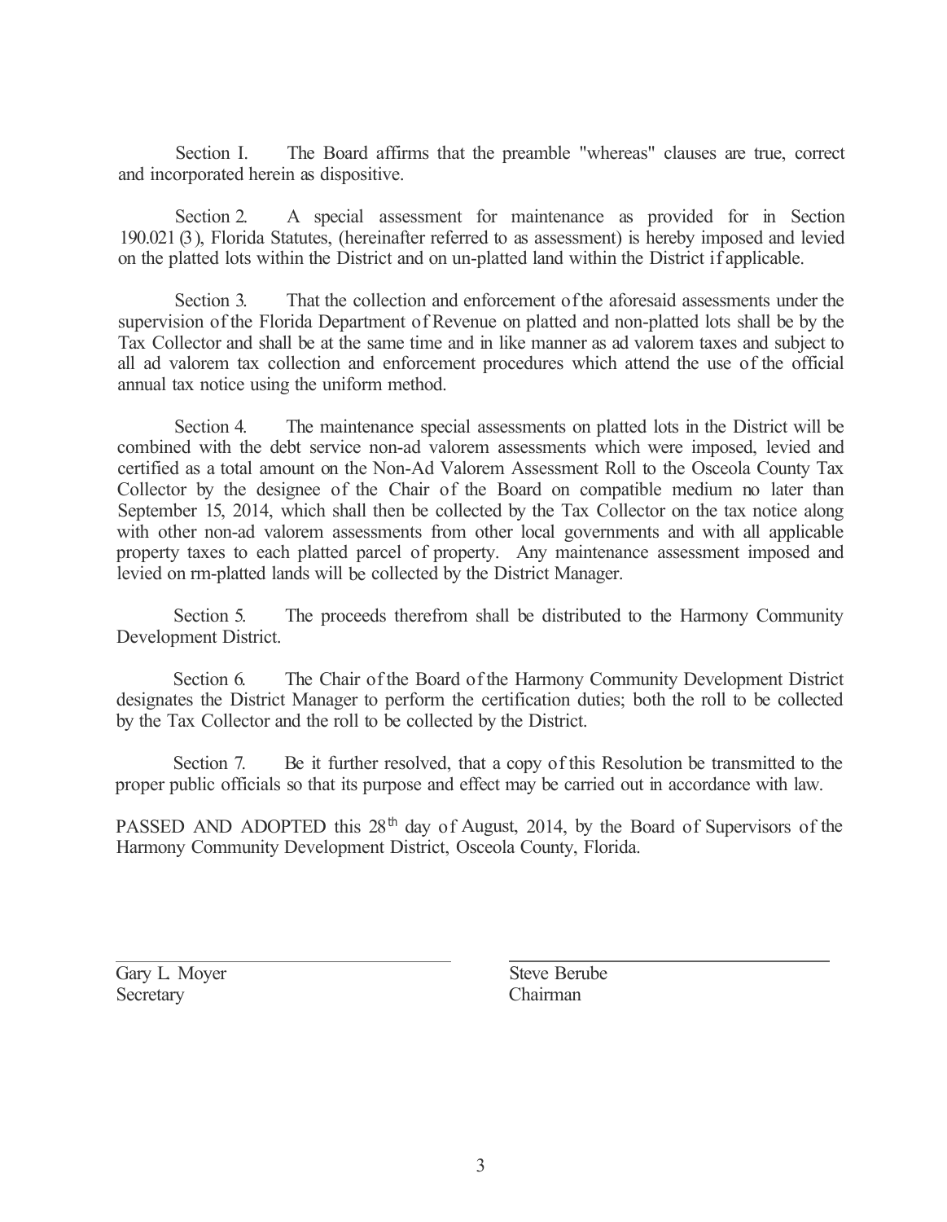Section I. The Board affirms that the preamble "whereas" clauses are true, correct and incorporated herein as dispositive.

Section 2. A special assessment for maintenance as provided for in Section 190.021 (3 ), Florida Statutes, (hereinafter referred to as assessment) is hereby imposed and levied on the platted lots within the District and on un-platted land within the District if applicable.

Section 3. That the collection and enforcement of the aforesaid assessments under the supervision of the Florida Department of Revenue on platted and non-platted lots shall be by the Tax Collector and shall be at the same time and in like manner as ad valorem taxes and subject to all ad valorem tax collection and enforcement procedures which attend the use of the official annual tax notice using the uniform method.

Section 4. The maintenance special assessments on platted lots in the District will be combined with the debt service non-ad valorem assessments which were imposed, levied and certified as a total amount on the Non-Ad Valorem Assessment Roll to the Osceola County Tax Collector by the designee of the Chair of the Board on compatible medium no later than September 15, 2014, which shall then be collected by the Tax Collector on the tax notice along with other non-ad valorem assessments from other local governments and with all applicable property taxes to each platted parcel of property. Any maintenance assessment imposed and levied on rm-platted lands will be collected by the District Manager.

Section 5. The proceeds therefrom shall be distributed to the Harmony Community Development District.

Section 6. The Chair of the Board of the Harmony Community Development District designates the District Manager to perform the certification duties; both the roll to be collected by the Tax Collector and the roll to be collected by the District.

Section 7. Be it further resolved, that a copy of this Resolution be transmitted to the proper public officials so that its purpose and effect may be carried out in accordance with law.

PASSED AND ADOPTED this 28th day of August, 2014, by the Board of Supervisors of the Harmony Community Development District, Osceola County, Florida.

| | |
|---|---|
| Gary L. Moyer | Steve Berube |
| Secretary | Chairman |